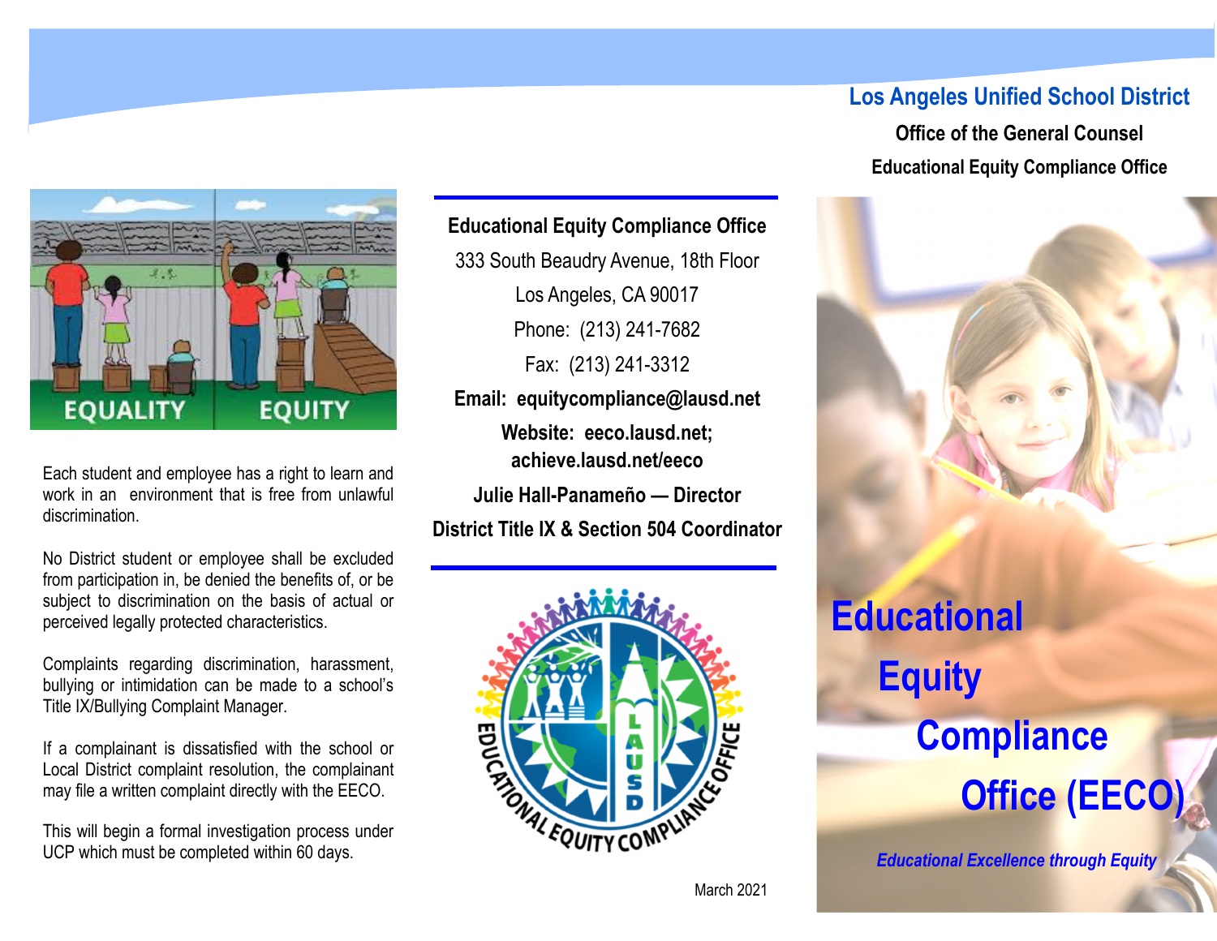Los Angeles Unified School District

Office of the General Counsel

Educational Equity Compliance Office

EQUALITY EQUITY

Each student and employee has a right to learn and work in an environment that is free from unlawful discrimination.

No District student or employee shall be excluded from participation in, be denied the benefits of, or be subject to discrimination on the basis of actual or perceived legally protected characteristics.

Complaints regarding discrimination, harassment, bullying or intimidation can be made to a school's Title IX/Bullying Complaint Manager.

If a complainant is dissatisfied with the school or Local District complaint resolution, the complainant may file a written complaint directly with the EECO.

This will begin a formal investigation process under UCP which must be completed within 60 days.

**Educational Equity Compliance Office**

333 South Beaudry Avenue, 18th Floor

Los Angeles, CA 90017

Phone: (213) 241-7682

Fax: (213) 241-3312

**Email: equitycompliance@lausd.net**

**Website: eeco.lausd.net; achieve.lausd.net/eeco**

**Julie Hall-Panameño — Director**

**District Title IX & Section 504 Coordinator**

EDUCATIONAL EQUITY COMPLIANCE OFFICE LAUSD

March 2021

# Educational Equity Compliance Office (EECO)

***Educational Excellence through Equity***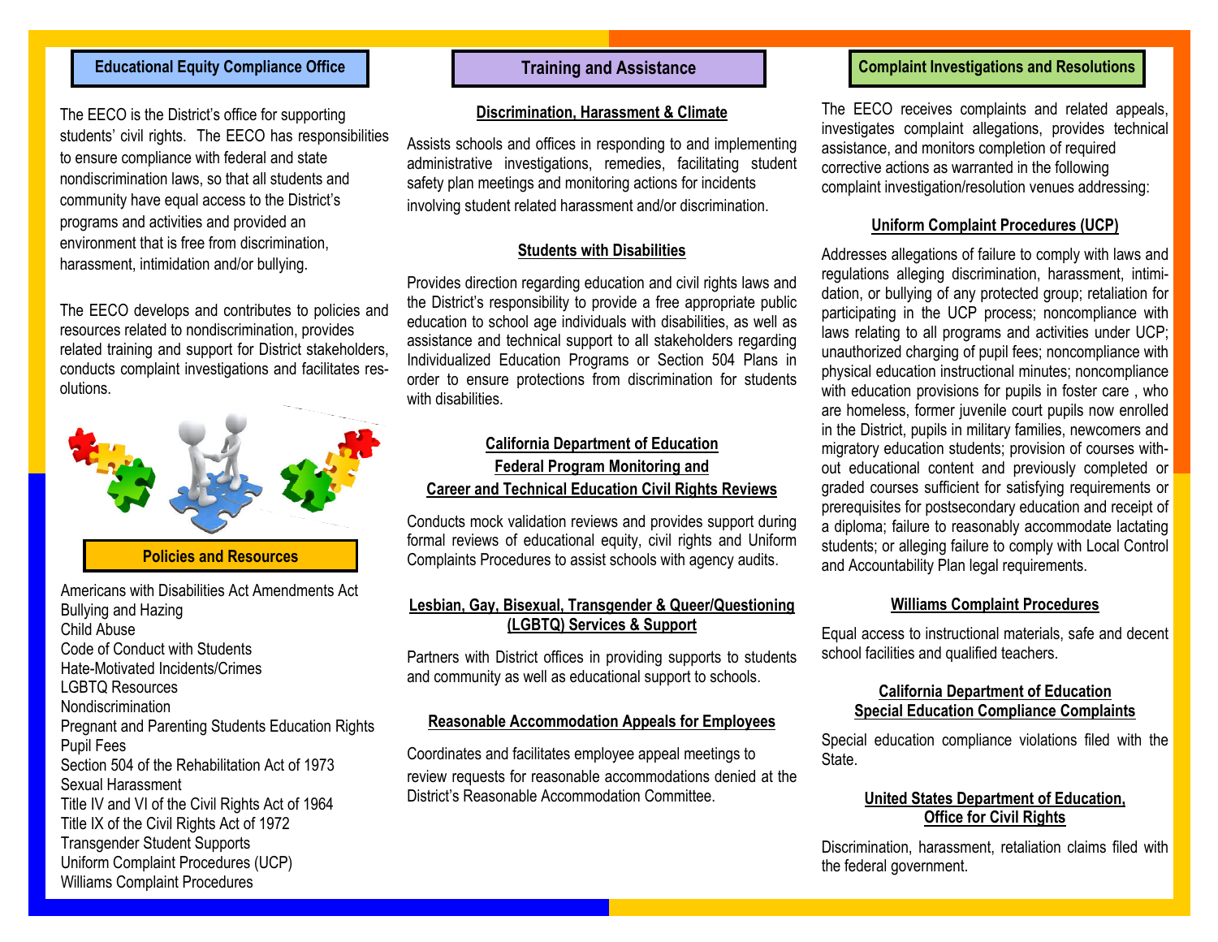## Educational Equity Compliance Office

The EECO is the District's office for supporting students' civil rights. The EECO has responsibilities to ensure compliance with federal and state nondiscrimination laws, so that all students and community have equal access to the District's programs and activities and provided an environment that is free from discrimination, harassment, intimidation and/or bullying.

The EECO develops and contributes to policies and resources related to nondiscrimination, provides related training and support for District stakeholders, conducts complaint investigations and facilitates resolutions.

## Policies and Resources

- Americans with Disabilities Act Amendments Act
- Bullying and Hazing
- Child Abuse
- Code of Conduct with Students
- Hate-Motivated Incidents/Crimes
- LGBTQ Resources
- Nondiscrimination
- Pregnant and Parenting Students Education Rights
- Pupil Fees
- Section 504 of the Rehabilitation Act of 1973
- Sexual Harassment
- Title IV and VI of the Civil Rights Act of 1964
- Title IX of the Civil Rights Act of 1972
- Transgender Student Supports
- Uniform Complaint Procedures (UCP)
- Williams Complaint Procedures

## Training and Assistance

### Discrimination, Harassment & Climate

Assists schools and offices in responding to and implementing administrative investigations, remedies, facilitating student safety plan meetings and monitoring actions for incidents involving student related harassment and/or discrimination.

### Students with Disabilities

Provides direction regarding education and civil rights laws and the District's responsibility to provide a free appropriate public education to school age individuals with disabilities, as well as assistance and technical support to all stakeholders regarding Individualized Education Programs or Section 504 Plans in order to ensure protections from discrimination for students with disabilities.

### California Department of Education Federal Program Monitoring and Career and Technical Education Civil Rights Reviews

Conducts mock validation reviews and provides support during formal reviews of educational equity, civil rights and Uniform Complaints Procedures to assist schools with agency audits.

### Lesbian, Gay, Bisexual, Transgender & Queer/Questioning (LGBTQ) Services & Support

Partners with District offices in providing supports to students and community as well as educational support to schools.

### Reasonable Accommodation Appeals for Employees

Coordinates and facilitates employee appeal meetings to review requests for reasonable accommodations denied at the District's Reasonable Accommodation Committee.

## Complaint Investigations and Resolutions

The EECO receives complaints and related appeals, investigates complaint allegations, provides technical assistance, and monitors completion of required corrective actions as warranted in the following complaint investigation/resolution venues addressing:

### Uniform Complaint Procedures (UCP)

Addresses allegations of failure to comply with laws and regulations alleging discrimination, harassment, intimidation, or bullying of any protected group; retaliation for participating in the UCP process; noncompliance with laws relating to all programs and activities under UCP; unauthorized charging of pupil fees; noncompliance with physical education instructional minutes; noncompliance with education provisions for pupils in foster care , who are homeless, former juvenile court pupils now enrolled in the District, pupils in military families, newcomers and migratory education students; provision of courses without educational content and previously completed or graded courses sufficient for satisfying requirements or prerequisites for postsecondary education and receipt of a diploma; failure to reasonably accommodate lactating students; or alleging failure to comply with Local Control and Accountability Plan legal requirements.

### Williams Complaint Procedures

Equal access to instructional materials, safe and decent school facilities and qualified teachers.

### California Department of Education Special Education Compliance Complaints

Special education compliance violations filed with the State.

### United States Department of Education, Office for Civil Rights

Discrimination, harassment, retaliation claims filed with the federal government.